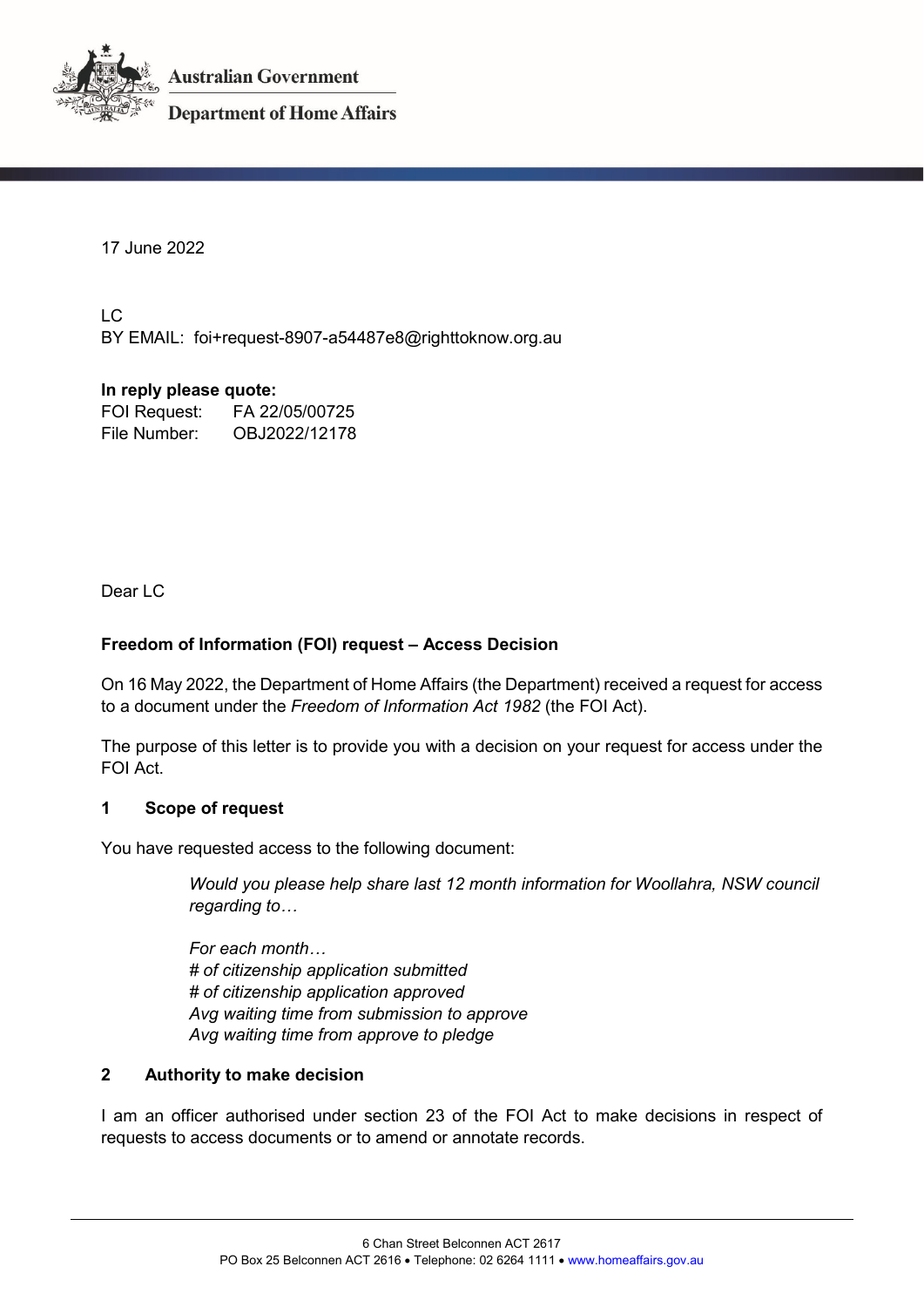Australian Government

Department of Home Affairs

17 June 2022

LC

BY EMAIL: foi+request-8907-a54487e8@righttoknow.org.au

**In reply please quote:**

FOI Request: FA 22/05/00725

File Number: OBJ2022/12178

Dear LC

**Freedom of Information (FOI) request – Access Decision**

On 16 May 2022, the Department of Home Affairs (the Department) received a request for access to a document under the *Freedom of Information Act 1982* (the FOI Act).

The purpose of this letter is to provide you with a decision on your request for access under the FOI Act.

## 1 Scope of request

You have requested access to the following document:

> *Would you please help share last 12 month information for Woollahra, NSW council regarding to…*
>
> *For each month…*
> *# of citizenship application submitted*
> *# of citizenship application approved*
> *Avg waiting time from submission to approve*
> *Avg waiting time from approve to pledge*

## 2 Authority to make decision

I am an officer authorised under section 23 of the FOI Act to make decisions in respect of requests to access documents or to amend or annotate records.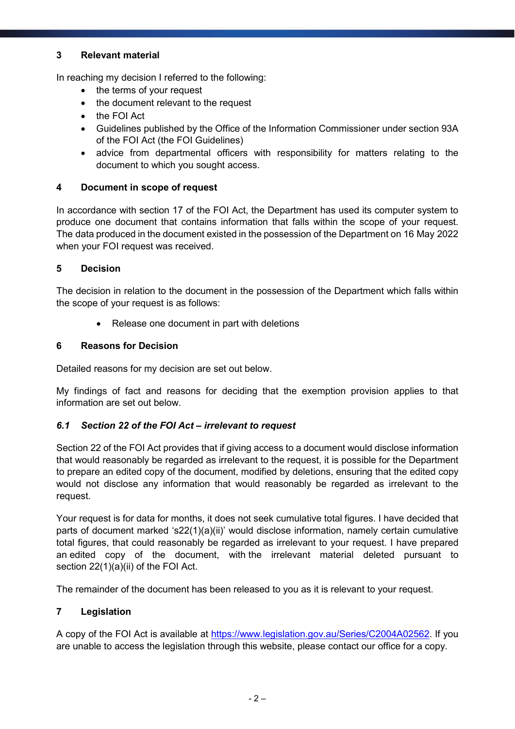## 3 Relevant material

In reaching my decision I referred to the following:

- the terms of your request
- the document relevant to the request
- the FOI Act
- Guidelines published by the Office of the Information Commissioner under section 93A of the FOI Act (the FOI Guidelines)
- advice from departmental officers with responsibility for matters relating to the document to which you sought access.

## 4 Document in scope of request

In accordance with section 17 of the FOI Act, the Department has used its computer system to produce one document that contains information that falls within the scope of your request. The data produced in the document existed in the possession of the Department on 16 May 2022 when your FOI request was received.

## 5 Decision

The decision in relation to the document in the possession of the Department which falls within the scope of your request is as follows:

- Release one document in part with deletions

## 6 Reasons for Decision

Detailed reasons for my decision are set out below.

My findings of fact and reasons for deciding that the exemption provision applies to that information are set out below.

### *6.1 Section 22 of the FOI Act – irrelevant to request*

Section 22 of the FOI Act provides that if giving access to a document would disclose information that would reasonably be regarded as irrelevant to the request, it is possible for the Department to prepare an edited copy of the document, modified by deletions, ensuring that the edited copy would not disclose any information that would reasonably be regarded as irrelevant to the request.

Your request is for data for months, it does not seek cumulative total figures. I have decided that parts of document marked 's22(1)(a)(ii)' would disclose information, namely certain cumulative total figures, that could reasonably be regarded as irrelevant to your request. I have prepared an edited copy of the document, with the irrelevant material deleted pursuant to section 22(1)(a)(ii) of the FOI Act.

The remainder of the document has been released to you as it is relevant to your request.

## 7 Legislation

A copy of the FOI Act is available at https://www.legislation.gov.au/Series/C2004A02562. If you are unable to access the legislation through this website, please contact our office for a copy.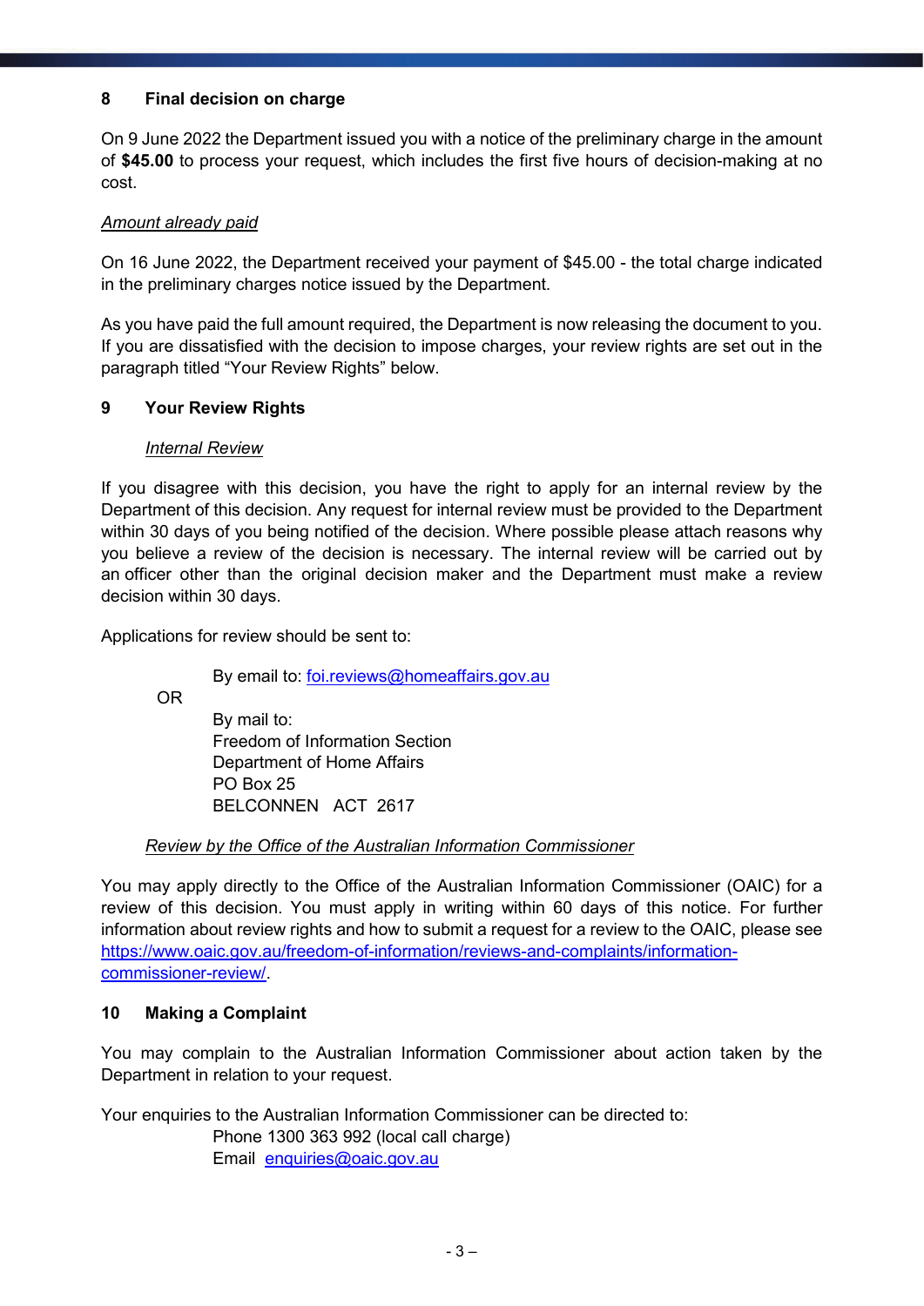## 8 Final decision on charge

On 9 June 2022 the Department issued you with a notice of the preliminary charge in the amount of **$45.00** to process your request, which includes the first five hours of decision-making at no cost.

*Amount already paid*

On 16 June 2022, the Department received your payment of $45.00 - the total charge indicated in the preliminary charges notice issued by the Department.

As you have paid the full amount required, the Department is now releasing the document to you. If you are dissatisfied with the decision to impose charges, your review rights are set out in the paragraph titled "Your Review Rights" below.

## 9 Your Review Rights

*Internal Review*

If you disagree with this decision, you have the right to apply for an internal review by the Department of this decision. Any request for internal review must be provided to the Department within 30 days of you being notified of the decision. Where possible please attach reasons why you believe a review of the decision is necessary. The internal review will be carried out by an officer other than the original decision maker and the Department must make a review decision within 30 days.

Applications for review should be sent to:

By email to: foi.reviews@homeaffairs.gov.au

OR

By mail to:
Freedom of Information Section
Department of Home Affairs
PO Box 25
BELCONNEN ACT 2617

*Review by the Office of the Australian Information Commissioner*

You may apply directly to the Office of the Australian Information Commissioner (OAIC) for a review of this decision. You must apply in writing within 60 days of this notice. For further information about review rights and how to submit a request for a review to the OAIC, please see https://www.oaic.gov.au/freedom-of-information/reviews-and-complaints/information-commissioner-review/.

## 10 Making a Complaint

You may complain to the Australian Information Commissioner about action taken by the Department in relation to your request.

Your enquiries to the Australian Information Commissioner can be directed to:

Phone 1300 363 992 (local call charge)
Email enquiries@oaic.gov.au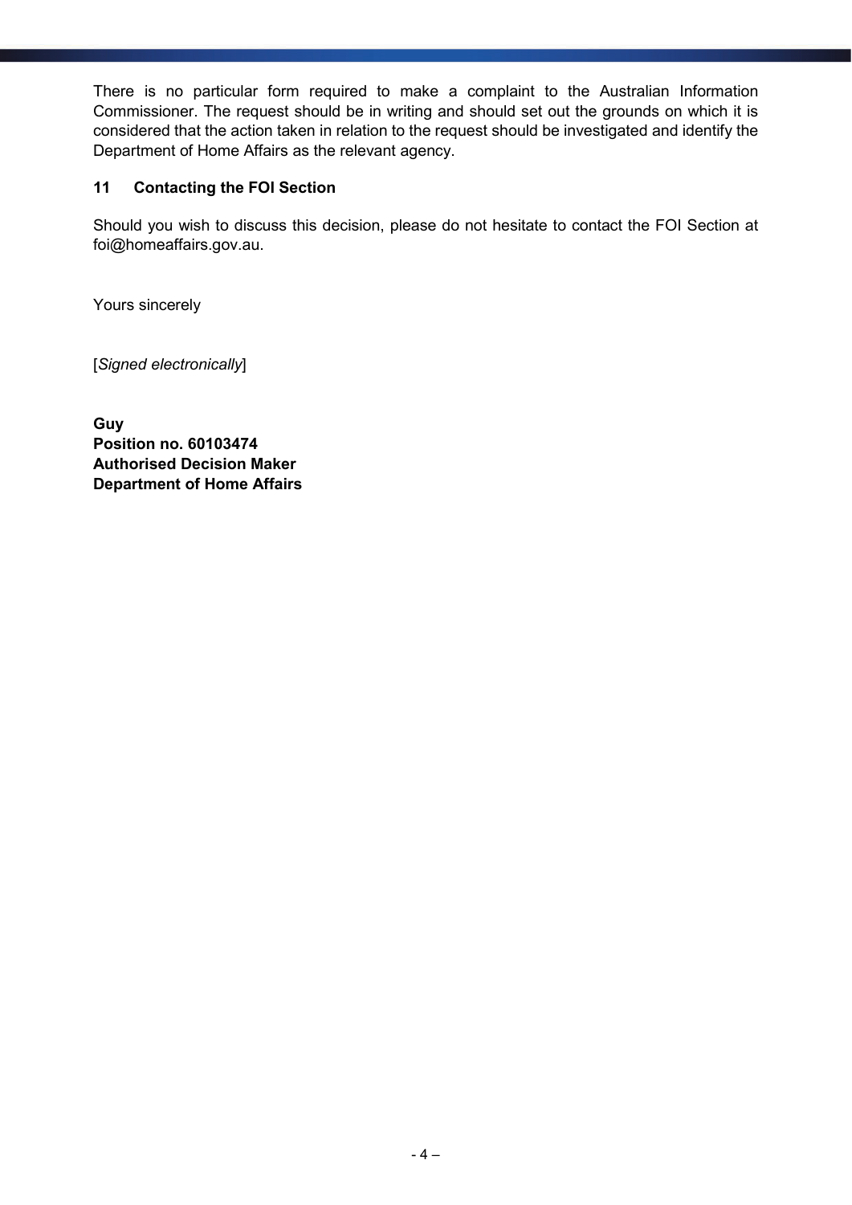There is no particular form required to make a complaint to the Australian Information Commissioner. The request should be in writing and should set out the grounds on which it is considered that the action taken in relation to the request should be investigated and identify the Department of Home Affairs as the relevant agency.

## 11 Contacting the FOI Section

Should you wish to discuss this decision, please do not hesitate to contact the FOI Section at foi@homeaffairs.gov.au.

Yours sincerely

[*Signed electronically*]

**Guy**
**Position no. 60103474**
**Authorised Decision Maker**
**Department of Home Affairs**